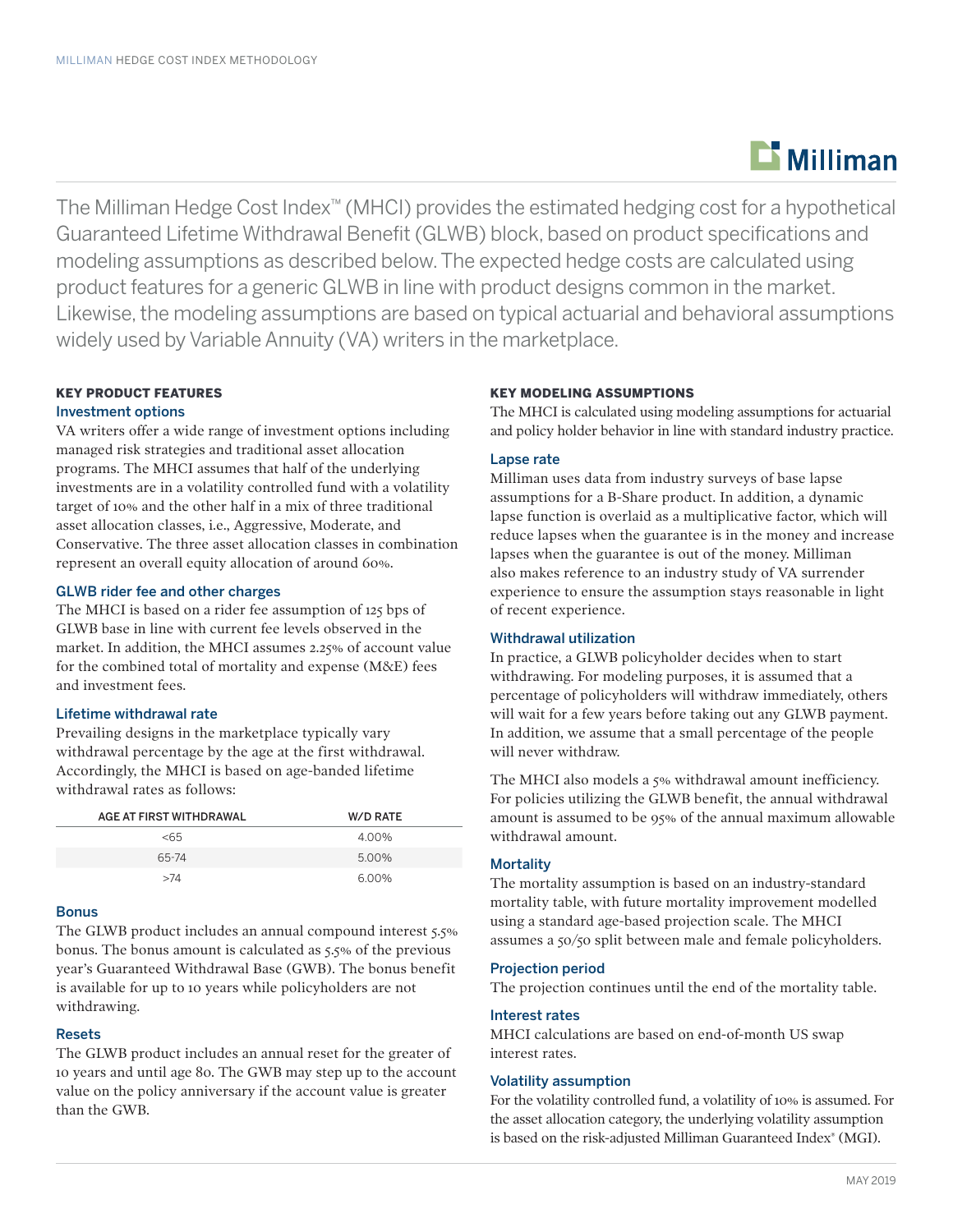The Milliman Hedge Cost Index™ (MHCI) provides the estimated hedging cost for a hypothetical Guaranteed Lifetime Withdrawal Benefit (GLWB) block, based on product specifications and modeling assumptions as described below. The expected hedge costs are calculated using product features for a generic GLWB in line with product designs common in the market. Likewise, the modeling assumptions are based on typical actuarial and behavioral assumptions widely used by Variable Annuity (VA) writers in the marketplace.

## KEY PRODUCT FEATURES

### Investment options

VA writers offer a wide range of investment options including managed risk strategies and traditional asset allocation programs. The MHCI assumes that half of the underlying investments are in a volatility controlled fund with a volatility target of 10% and the other half in a mix of three traditional asset allocation classes, i.e., Aggressive, Moderate, and Conservative. The three asset allocation classes in combination represent an overall equity allocation of around 60%.

### GLWB rider fee and other charges

The MHCI is based on a rider fee assumption of 125 bps of GLWB base in line with current fee levels observed in the market. In addition, the MHCI assumes 2.25% of account value for the combined total of mortality and expense (M&E) fees and investment fees.

### Lifetime withdrawal rate

Prevailing designs in the marketplace typically vary withdrawal percentage by the age at the first withdrawal. Accordingly, the MHCI is based on age-banded lifetime withdrawal rates as follows:

| AGE AT FIRST WITHDRAWAL | W/D RATE |
|---|---|
| <65 | 4.00% |
| 65-74 | 5.00% |
| >74 | 6.00% |

### Bonus

The GLWB product includes an annual compound interest 5.5% bonus. The bonus amount is calculated as 5.5% of the previous year's Guaranteed Withdrawal Base (GWB). The bonus benefit is available for up to 10 years while policyholders are not withdrawing.

### Resets

The GLWB product includes an annual reset for the greater of 10 years and until age 80. The GWB may step up to the account value on the policy anniversary if the account value is greater than the GWB.

## KEY MODELING ASSUMPTIONS

The MHCI is calculated using modeling assumptions for actuarial and policy holder behavior in line with standard industry practice.

### Lapse rate

Milliman uses data from industry surveys of base lapse assumptions for a B-Share product. In addition, a dynamic lapse function is overlaid as a multiplicative factor, which will reduce lapses when the guarantee is in the money and increase lapses when the guarantee is out of the money. Milliman also makes reference to an industry study of VA surrender experience to ensure the assumption stays reasonable in light of recent experience.

### Withdrawal utilization

In practice, a GLWB policyholder decides when to start withdrawing. For modeling purposes, it is assumed that a percentage of policyholders will withdraw immediately, others will wait for a few years before taking out any GLWB payment. In addition, we assume that a small percentage of the people will never withdraw.

The MHCI also models a 5% withdrawal amount inefficiency. For policies utilizing the GLWB benefit, the annual withdrawal amount is assumed to be 95% of the annual maximum allowable withdrawal amount.

### Mortality

The mortality assumption is based on an industry-standard mortality table, with future mortality improvement modelled using a standard age-based projection scale. The MHCI assumes a 50/50 split between male and female policyholders.

### Projection period

The projection continues until the end of the mortality table.

### Interest rates

MHCI calculations are based on end-of-month US swap interest rates.

### Volatility assumption

For the volatility controlled fund, a volatility of 10% is assumed. For the asset allocation category, the underlying volatility assumption is based on the risk-adjusted Milliman Guaranteed Index® (MGI).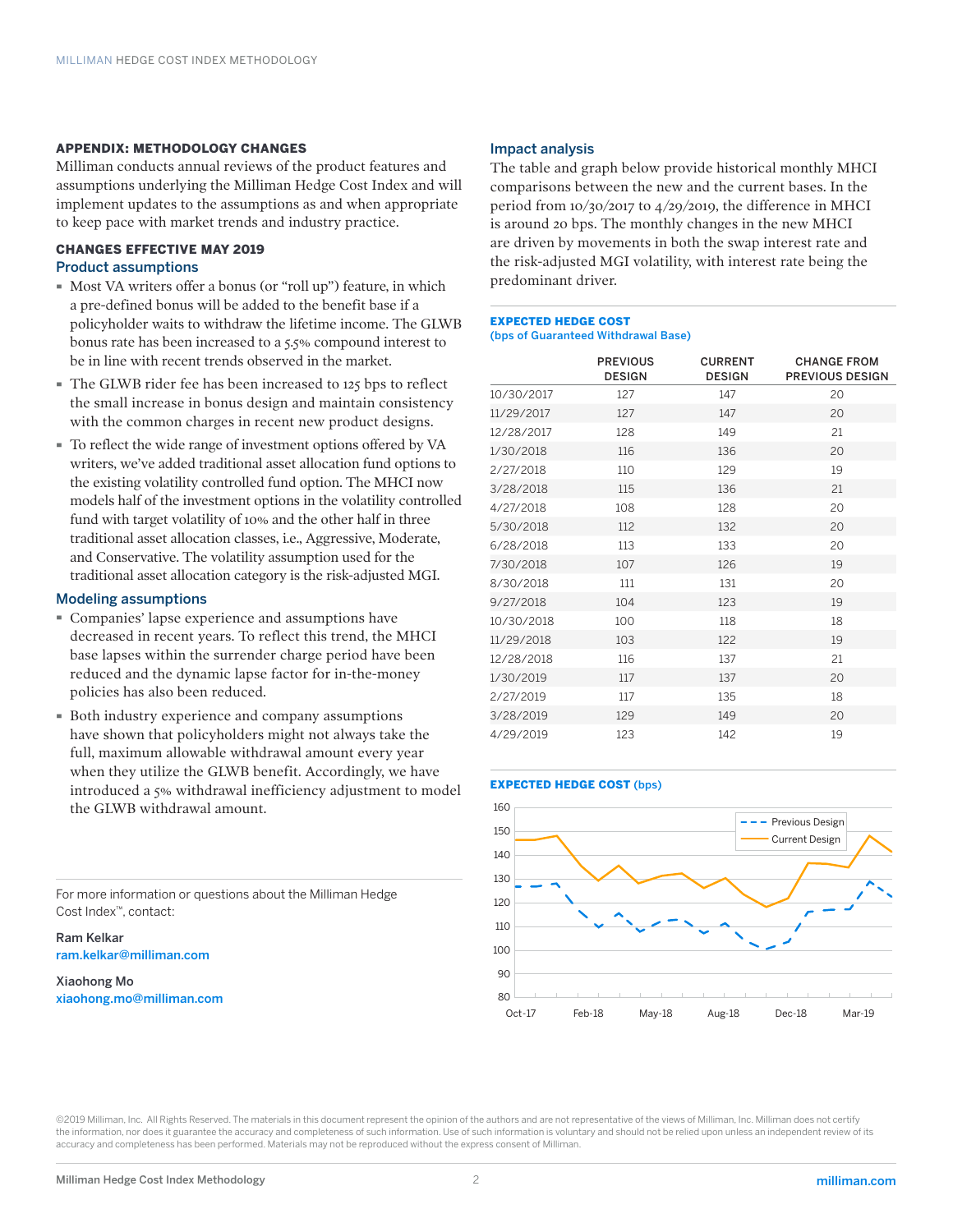## APPENDIX: METHODOLOGY CHANGES

Milliman conducts annual reviews of the product features and assumptions underlying the Milliman Hedge Cost Index and will implement updates to the assumptions as and when appropriate to keep pace with market trends and industry practice.

### CHANGES EFFECTIVE MAY 2019

#### Product assumptions

- Most VA writers offer a bonus (or "roll up") feature, in which a pre-defined bonus will be added to the benefit base if a policyholder waits to withdraw the lifetime income. The GLWB bonus rate has been increased to a 5.5% compound interest to be in line with recent trends observed in the market.
- The GLWB rider fee has been increased to 125 bps to reflect the small increase in bonus design and maintain consistency with the common charges in recent new product designs.
- To reflect the wide range of investment options offered by VA writers, we've added traditional asset allocation fund options to the existing volatility controlled fund option. The MHCI now models half of the investment options in the volatility controlled fund with target volatility of 10% and the other half in three traditional asset allocation classes, i.e., Aggressive, Moderate, and Conservative. The volatility assumption used for the traditional asset allocation category is the risk-adjusted MGI.

#### Modeling assumptions

- Companies' lapse experience and assumptions have decreased in recent years. To reflect this trend, the MHCI base lapses within the surrender charge period have been reduced and the dynamic lapse factor for in-the-money policies has also been reduced.
- Both industry experience and company assumptions have shown that policyholders might not always take the full, maximum allowable withdrawal amount every year when they utilize the GLWB benefit. Accordingly, we have introduced a 5% withdrawal inefficiency adjustment to model the GLWB withdrawal amount.

For more information or questions about the Milliman Hedge Cost Index™, contact:

Ram Kelkar
ram.kelkar@milliman.com

Xiaohong Mo
xiaohong.mo@milliman.com

#### Impact analysis

The table and graph below provide historical monthly MHCI comparisons between the new and the current bases. In the period from 10/30/2017 to 4/29/2019, the difference in MHCI is around 20 bps. The monthly changes in the new MHCI are driven by movements in both the swap interest rate and the risk-adjusted MGI volatility, with interest rate being the predominant driver.

**EXPECTED HEDGE COST**
**(bps of Guaranteed Withdrawal Base)**

| | PREVIOUS DESIGN | CURRENT DESIGN | CHANGE FROM PREVIOUS DESIGN |
|---|---|---|---|
| 10/30/2017 | 127 | 147 | 20 |
| 11/29/2017 | 127 | 147 | 20 |
| 12/28/2017 | 128 | 149 | 21 |
| 1/30/2018 | 116 | 136 | 20 |
| 2/27/2018 | 110 | 129 | 19 |
| 3/28/2018 | 115 | 136 | 21 |
| 4/27/2018 | 108 | 128 | 20 |
| 5/30/2018 | 112 | 132 | 20 |
| 6/28/2018 | 113 | 133 | 20 |
| 7/30/2018 | 107 | 126 | 19 |
| 8/30/2018 | 111 | 131 | 20 |
| 9/27/2018 | 104 | 123 | 19 |
| 10/30/2018 | 100 | 118 | 18 |
| 11/29/2018 | 103 | 122 | 19 |
| 12/28/2018 | 116 | 137 | 21 |
| 1/30/2019 | 117 | 137 | 20 |
| 2/27/2019 | 117 | 135 | 18 |
| 3/28/2019 | 129 | 149 | 20 |
| 4/29/2019 | 123 | 142 | 19 |

**EXPECTED HEDGE COST (bps)**

160
150
140
130
120
110
100
90
80

Oct-17 Feb-18 May-18 Aug-18 Dec-18 Mar-19

Previous Design
Current Design

©2019 Milliman, Inc. All Rights Reserved. The materials in this document represent the opinion of the authors and are not representative of the views of Milliman, Inc. Milliman does not certify the information, nor does it guarantee the accuracy and completeness of such information. Use of such information is voluntary and should not be relied upon unless an independent review of its accuracy and completeness has been performed. Materials may not be reproduced without the express consent of Milliman.